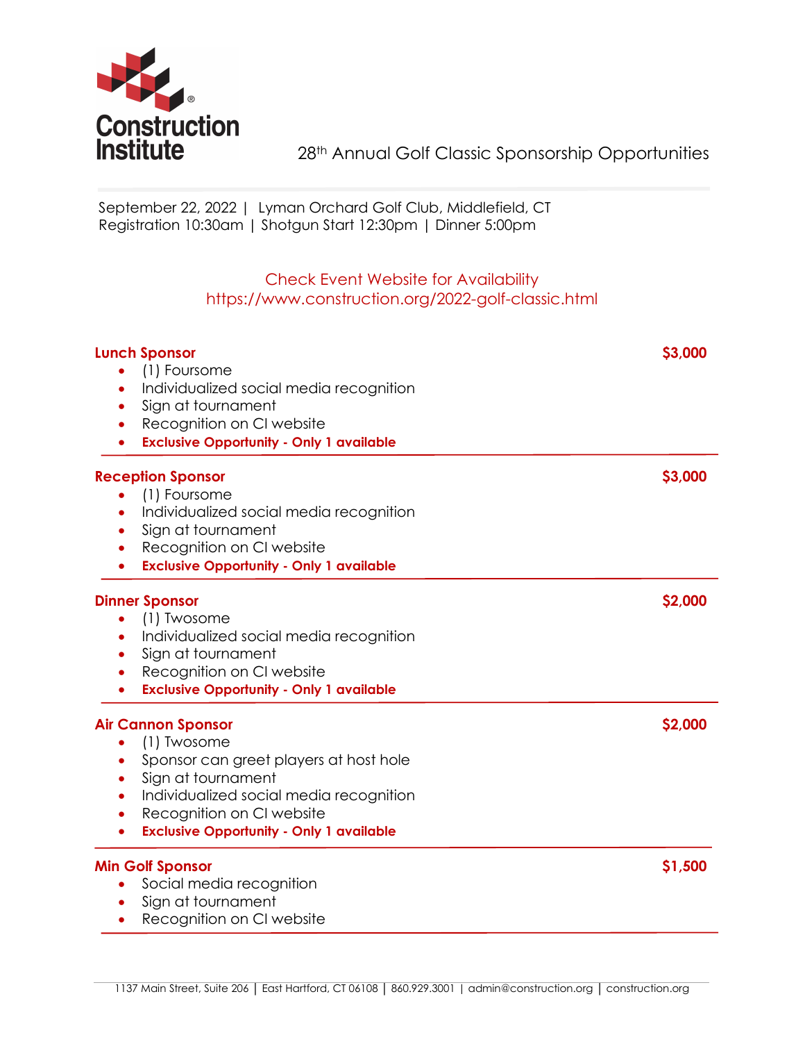Construction Institute

# 28th Annual Golf Classic Sponsorship Opportunities

September 22, 2022 | Lyman Orchard Golf Club, Middlefield, CT
Registration 10:30am | Shotgun Start 12:30pm | Dinner 5:00pm

Check Event Website for Availability
https://www.construction.org/2022-golf-classic.html

## Lunch Sponsor — $3,000

- (1) Foursome
- Individualized social media recognition
- Sign at tournament
- Recognition on CI website
- **Exclusive Opportunity - Only 1 available**

## Reception Sponsor — $3,000

- (1) Foursome
- Individualized social media recognition
- Sign at tournament
- Recognition on CI website
- **Exclusive Opportunity - Only 1 available**

## Dinner Sponsor — $2,000

- (1) Twosome
- Individualized social media recognition
- Sign at tournament
- Recognition on CI website
- **Exclusive Opportunity - Only 1 available**

## Air Cannon Sponsor — $2,000

- (1) Twosome
- Sponsor can greet players at host hole
- Sign at tournament
- Individualized social media recognition
- Recognition on CI website
- **Exclusive Opportunity - Only 1 available**

## Min Golf Sponsor — $1,500

- Social media recognition
- Sign at tournament
- Recognition on CI website

1137 Main Street, Suite 206 | East Hartford, CT 06108 | 860.929.3001 | admin@construction.org | construction.org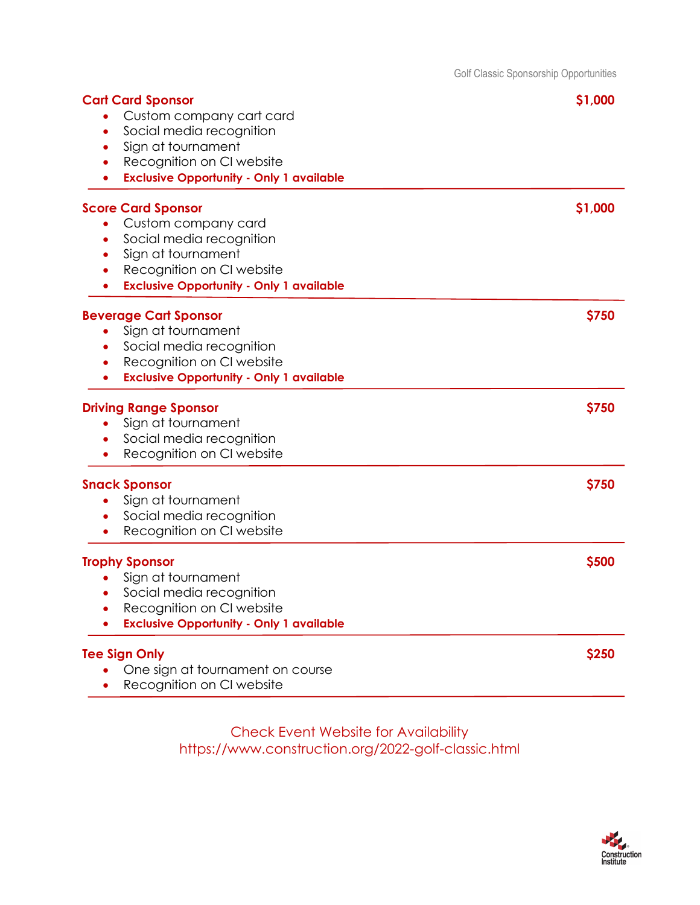## Cart Card Sponsor — $1,000

- Custom company cart card
- Social media recognition
- Sign at tournament
- Recognition on CI website
- **Exclusive Opportunity - Only 1 available**

## Score Card Sponsor — $1,000

- Custom company card
- Social media recognition
- Sign at tournament
- Recognition on CI website
- **Exclusive Opportunity - Only 1 available**

## Beverage Cart Sponsor — $750

- Sign at tournament
- Social media recognition
- Recognition on CI website
- **Exclusive Opportunity - Only 1 available**

## Driving Range Sponsor — $750

- Sign at tournament
- Social media recognition
- Recognition on CI website

## Snack Sponsor — $750

- Sign at tournament
- Social media recognition
- Recognition on CI website

## Trophy Sponsor — $500

- Sign at tournament
- Social media recognition
- Recognition on CI website
- **Exclusive Opportunity - Only 1 available**

## Tee Sign Only — $250

- One sign at tournament on course
- Recognition on CI website

Check Event Website for Availability
https://www.construction.org/2022-golf-classic.html

Construction Institute